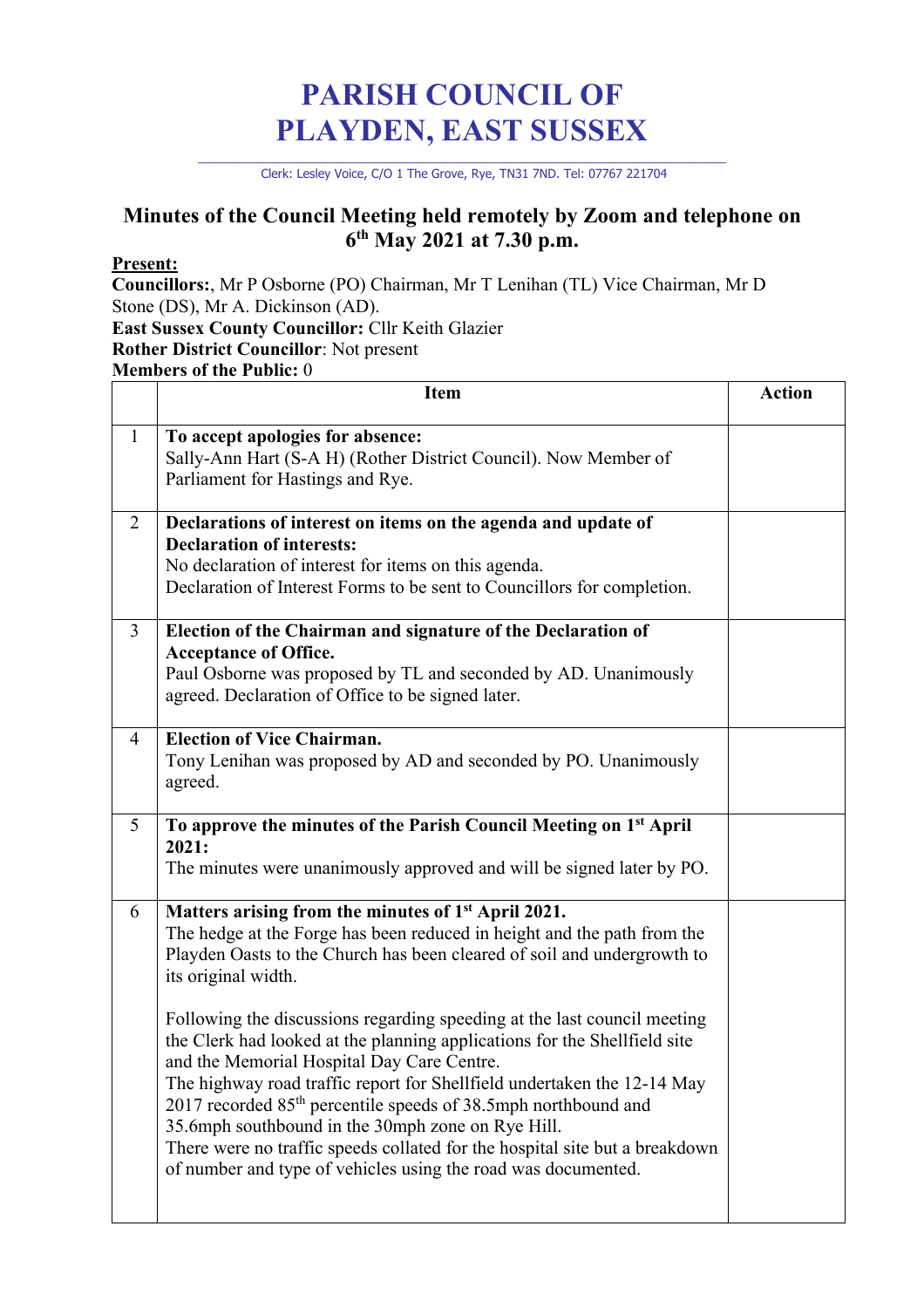# PARISH COUNCIL OF PLAYDEN, EAST SUSSEX

Clerk: Lesley Voice, C/O 1 The Grove, Rye, TN31 7ND. Tel: 07767 221704

## Minutes of the Council Meeting held remotely by Zoom and telephone on 6th May 2021 at 7.30 p.m.

**Present:**
**Councillors:**, Mr P Osborne (PO) Chairman, Mr T Lenihan (TL) Vice Chairman, Mr D Stone (DS), Mr A. Dickinson (AD).
**East Sussex County Councillor:** Cllr Keith Glazier
**Rother District Councillor**: Not present
**Members of the Public:** 0

| | Item | Action |
|---|---|---|
| 1 | **To accept apologies for absence:**<br>Sally-Ann Hart (S-A H) (Rother District Council). Now Member of Parliament for Hastings and Rye. | |
| 2 | **Declarations of interest on items on the agenda and update of Declaration of interests:**<br>No declaration of interest for items on this agenda.<br>Declaration of Interest Forms to be sent to Councillors for completion. | |
| 3 | **Election of the Chairman and signature of the Declaration of Acceptance of Office.**<br>Paul Osborne was proposed by TL and seconded by AD. Unanimously agreed. Declaration of Office to be signed later. | |
| 4 | **Election of Vice Chairman.**<br>Tony Lenihan was proposed by AD and seconded by PO. Unanimously agreed. | |
| 5 | **To approve the minutes of the Parish Council Meeting on 1st April 2021:**<br>The minutes were unanimously approved and will be signed later by PO. | |
| 6 | **Matters arising from the minutes of 1st April 2021.**<br>The hedge at the Forge has been reduced in height and the path from the Playden Oasts to the Church has been cleared of soil and undergrowth to its original width.<br><br>Following the discussions regarding speeding at the last council meeting the Clerk had looked at the planning applications for the Shellfield site and the Memorial Hospital Day Care Centre.<br>The highway road traffic report for Shellfield undertaken the 12-14 May 2017 recorded 85th percentile speeds of 38.5mph northbound and 35.6mph southbound in the 30mph zone on Rye Hill.<br>There were no traffic speeds collated for the hospital site but a breakdown of number and type of vehicles using the road was documented. | |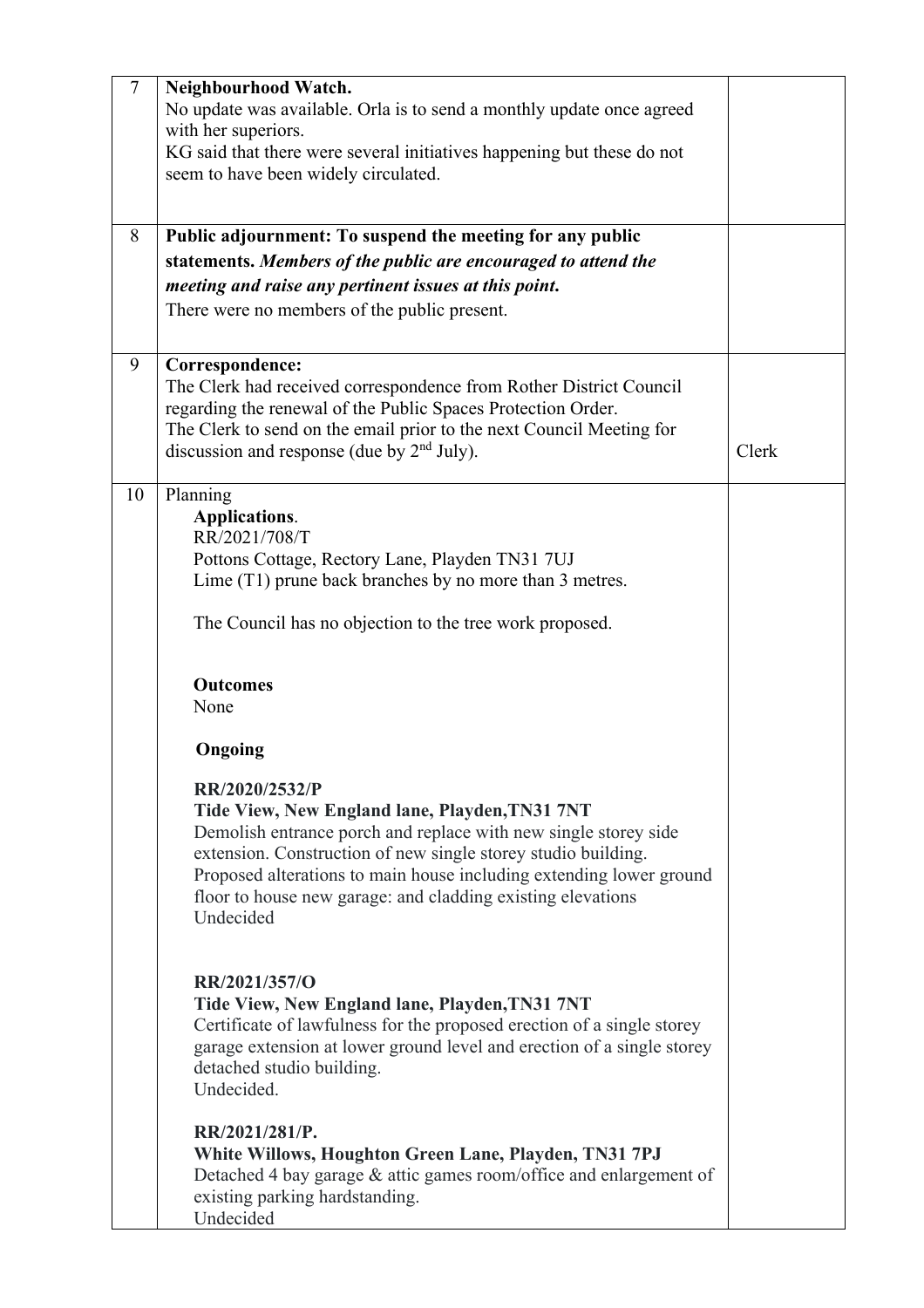| | | |
|---|---|---|
| 7 | **Neighbourhood Watch.**<br>No update was available. Orla is to send a monthly update once agreed with her superiors.<br>KG said that there were several initiatives happening but these do not seem to have been widely circulated. | |
| 8 | **Public adjournment: To suspend the meeting for any public statements.** ***Members of the public are encouraged to attend the meeting and raise any pertinent issues at this point.***<br>There were no members of the public present. | |
| 9 | **Correspondence:**<br>The Clerk had received correspondence from Rother District Council regarding the renewal of the Public Spaces Protection Order.<br>The Clerk to send on the email prior to the next Council Meeting for discussion and response (due by 2nd July). | Clerk |
| 10 | Planning<br>**Applications**.<br>RR/2021/708/T<br>Pottons Cottage, Rectory Lane, Playden TN31 7UJ<br>Lime (T1) prune back branches by no more than 3 metres.<br><br>The Council has no objection to the tree work proposed.<br><br>**Outcomes**<br>None<br><br>**Ongoing**<br><br>**RR/2020/2532/P**<br>**Tide View, New England lane, Playden,TN31 7NT**<br>Demolish entrance porch and replace with new single storey side extension. Construction of new single storey studio building. Proposed alterations to main house including extending lower ground floor to house new garage: and cladding existing elevations<br>Undecided<br><br>**RR/2021/357/O**<br>**Tide View, New England lane, Playden,TN31 7NT**<br>Certificate of lawfulness for the proposed erection of a single storey garage extension at lower ground level and erection of a single storey detached studio building.<br>Undecided.<br><br>**RR/2021/281/P.**<br>**White Willows, Houghton Green Lane, Playden, TN31 7PJ**<br>Detached 4 bay garage & attic games room/office and enlargement of existing parking hardstanding.<br>Undecided | |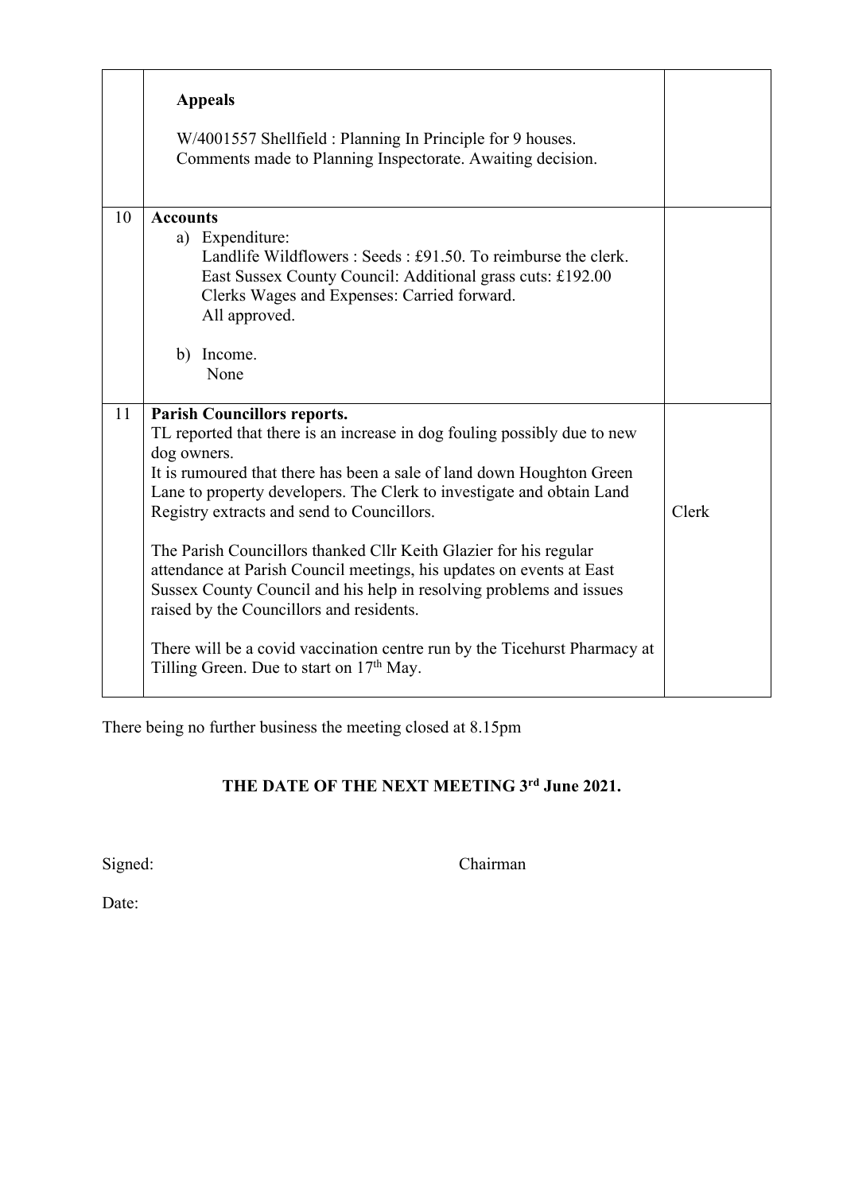| | | |
|---|---|---|
| | **Appeals**<br><br>W/4001557 Shellfield : Planning In Principle for 9 houses. Comments made to Planning Inspectorate. Awaiting decision. | |
| 10 | **Accounts**<br>a) Expenditure:<br>Landlife Wildflowers : Seeds : £91.50. To reimburse the clerk.<br>East Sussex County Council: Additional grass cuts: £192.00<br>Clerks Wages and Expenses: Carried forward.<br>All approved.<br><br>b) Income.<br>None | |
| 11 | **Parish Councillors reports.**<br>TL reported that there is an increase in dog fouling possibly due to new dog owners.<br>It is rumoured that there has been a sale of land down Houghton Green Lane to property developers. The Clerk to investigate and obtain Land Registry extracts and send to Councillors.<br><br>The Parish Councillors thanked Cllr Keith Glazier for his regular attendance at Parish Council meetings, his updates on events at East Sussex County Council and his help in resolving problems and issues raised by the Councillors and residents.<br><br>There will be a covid vaccination centre run by the Ticehurst Pharmacy at Tilling Green. Due to start on 17th May. | Clerk |

There being no further business the meeting closed at 8.15pm

**THE DATE OF THE NEXT MEETING 3rd June 2021.**

Signed: Chairman

Date: